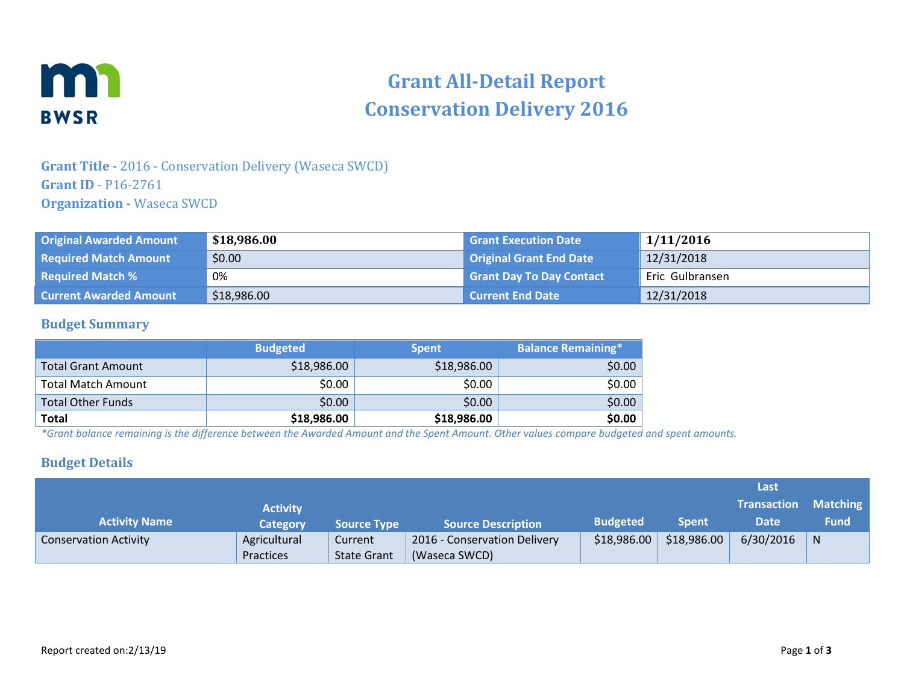# Grant All-Detail Report
# Conservation Delivery 2016

**Grant Title -** 2016 - Conservation Delivery (Waseca SWCD)
**Grant ID** - P16-2761
**Organization -** Waseca SWCD

| Original Awarded Amount | **$18,986.00** | Grant Execution Date | **1/11/2016** |
|---|---|---|---|
| Required Match Amount | $0.00 | Original Grant End Date | 12/31/2018 |
| Required Match % | 0% | Grant Day To Day Contact | Eric Gulbransen |
| Current Awarded Amount | $18,986.00 | Current End Date | 12/31/2018 |

## Budget Summary

| | Budgeted | Spent | Balance Remaining* |
|---|---|---|---|
| Total Grant Amount | $18,986.00 | $18,986.00 | $0.00 |
| Total Match Amount | $0.00 | $0.00 | $0.00 |
| Total Other Funds | $0.00 | $0.00 | $0.00 |
| **Total** | **$18,986.00** | **$18,986.00** | **$0.00** |

*\*Grant balance remaining is the difference between the Awarded Amount and the Spent Amount. Other values compare budgeted and spent amounts.*

## Budget Details

| Activity Name | Activity Category | Source Type | Source Description | Budgeted | Spent | Last Transaction Date | Matching Fund |
|---|---|---|---|---|---|---|---|
| Conservation Activity | Agricultural Practices | Current State Grant | 2016 - Conservation Delivery (Waseca SWCD) | $18,986.00 | $18,986.00 | 6/30/2016 | N |

Report created on:2/13/19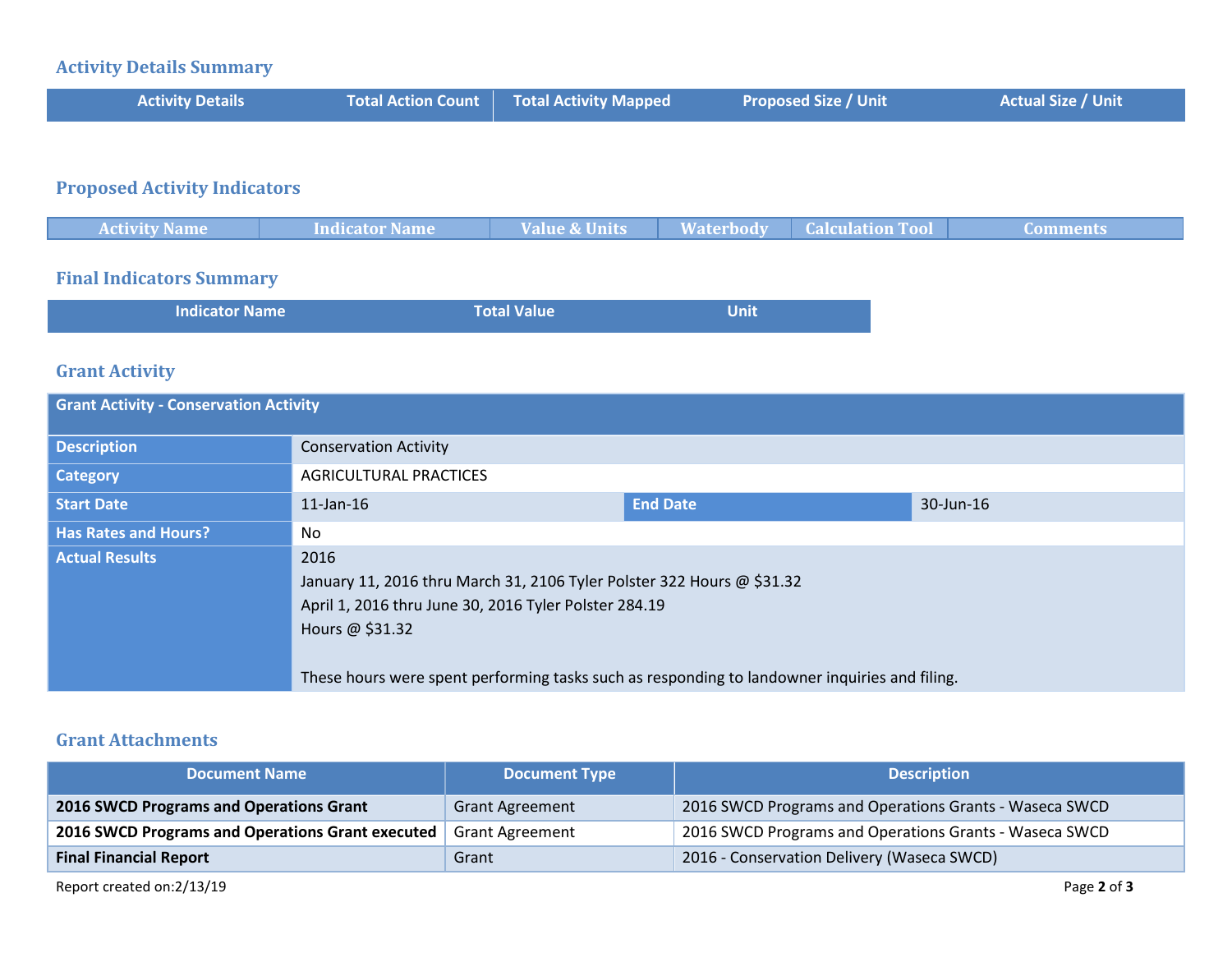## Activity Details Summary

| Activity Details | Total Action Count | Total Activity Mapped | Proposed Size / Unit | Actual Size / Unit |
|---|---|---|---|---|

## Proposed Activity Indicators

| Activity Name | Indicator Name | Value & Units | Waterbody | Calculation Tool | Comments |
|---|---|---|---|---|---|

## Final Indicators Summary

| Indicator Name | Total Value | Unit |
|---|---|---|

## Grant Activity

| Grant Activity - Conservation Activity | | | |
|---|---|---|---|
| **Description** | Conservation Activity | | |
| **Category** | AGRICULTURAL PRACTICES | | |
| **Start Date** | 11-Jan-16 | **End Date** | 30-Jun-16 |
| **Has Rates and Hours?** | No | | |
| **Actual Results** | 2016<br>January 11, 2016 thru March 31, 2106 Tyler Polster 322 Hours @ $31.32<br>April 1, 2016 thru June 30, 2016 Tyler Polster 284.19<br>Hours @ $31.32<br><br>These hours were spent performing tasks such as responding to landowner inquiries and filing. | | |

## Grant Attachments

| Document Name | Document Type | Description |
|---|---|---|
| **2016 SWCD Programs and Operations Grant** | Grant Agreement | 2016 SWCD Programs and Operations Grants - Waseca SWCD |
| **2016 SWCD Programs and Operations Grant executed** | Grant Agreement | 2016 SWCD Programs and Operations Grants - Waseca SWCD |
| **Final Financial Report** | Grant | 2016 - Conservation Delivery (Waseca SWCD) |

Report created on:2/13/19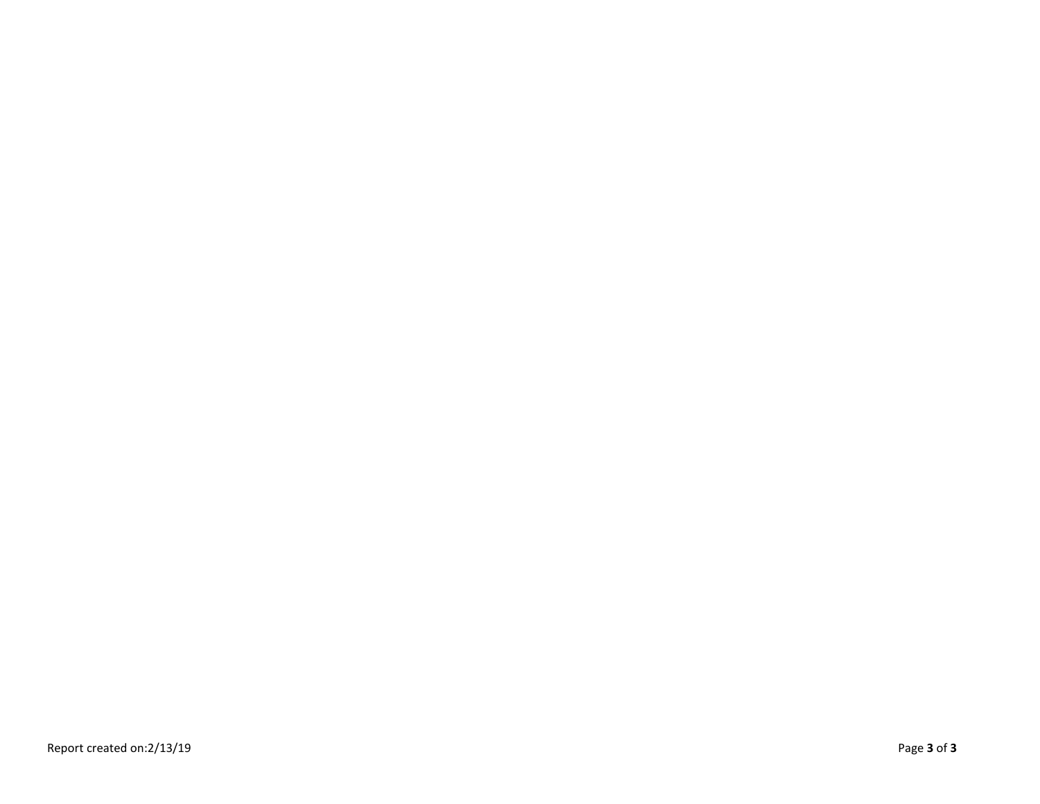Report created on:2/13/19